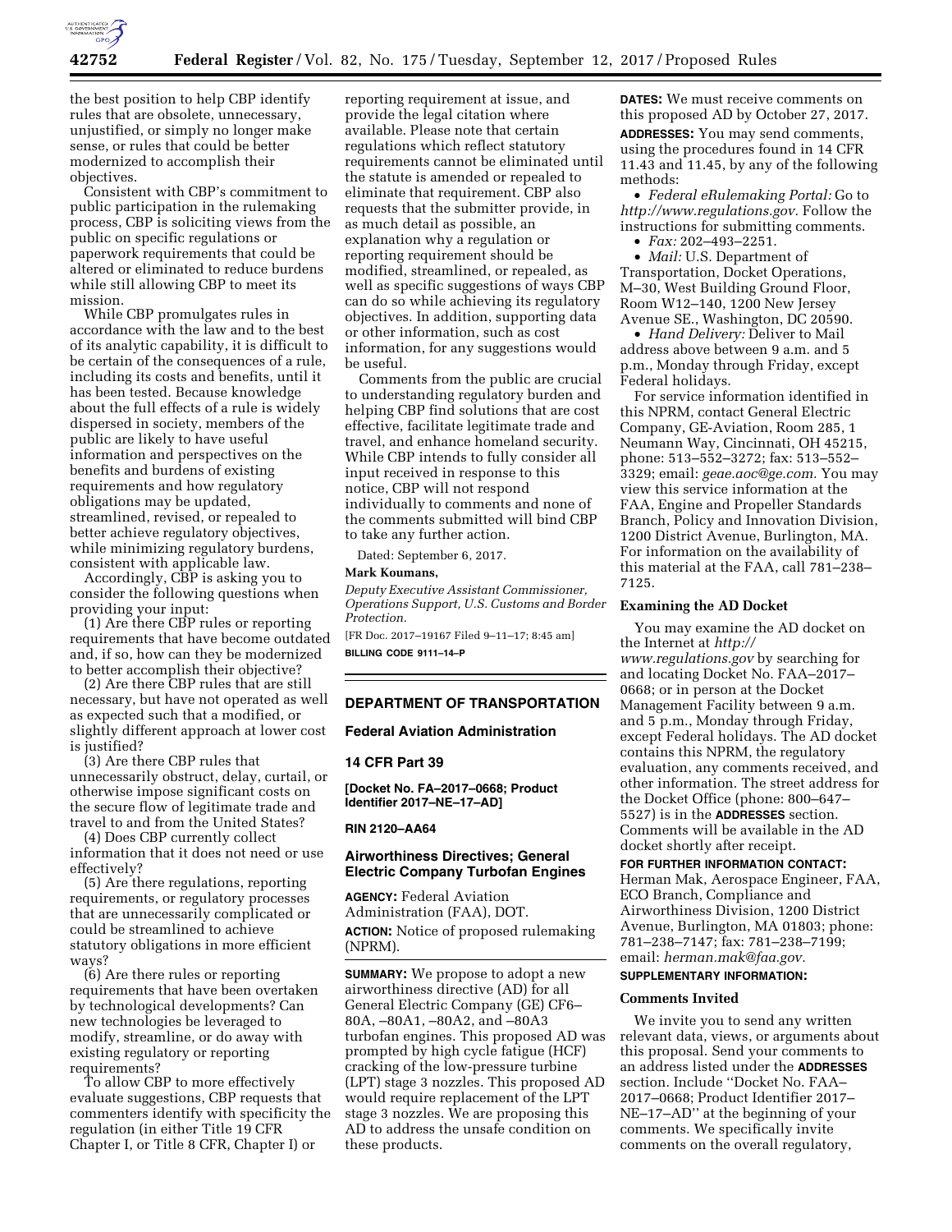the best position to help CBP identify rules that are obsolete, unnecessary, unjustified, or simply no longer make sense, or rules that could be better modernized to accomplish their objectives.

Consistent with CBP's commitment to public participation in the rulemaking process, CBP is soliciting views from the public on specific regulations or paperwork requirements that could be altered or eliminated to reduce burdens while still allowing CBP to meet its mission.

While CBP promulgates rules in accordance with the law and to the best of its analytic capability, it is difficult to be certain of the consequences of a rule, including its costs and benefits, until it has been tested. Because knowledge about the full effects of a rule is widely dispersed in society, members of the public are likely to have useful information and perspectives on the benefits and burdens of existing requirements and how regulatory obligations may be updated, streamlined, revised, or repealed to better achieve regulatory objectives, while minimizing regulatory burdens, consistent with applicable law.

Accordingly, CBP is asking you to consider the following questions when providing your input:

(1) Are there CBP rules or reporting requirements that have become outdated and, if so, how can they be modernized to better accomplish their objective?

(2) Are there CBP rules that are still necessary, but have not operated as well as expected such that a modified, or slightly different approach at lower cost is justified?

(3) Are there CBP rules that unnecessarily obstruct, delay, curtail, or otherwise impose significant costs on the secure flow of legitimate trade and travel to and from the United States?

(4) Does CBP currently collect information that it does not need or use effectively?

(5) Are there regulations, reporting requirements, or regulatory processes that are unnecessarily complicated or could be streamlined to achieve statutory obligations in more efficient ways?

(6) Are there rules or reporting requirements that have been overtaken by technological developments? Can new technologies be leveraged to modify, streamline, or do away with existing regulatory or reporting requirements?

To allow CBP to more effectively evaluate suggestions, CBP requests that commenters identify with specificity the regulation (in either Title 19 CFR Chapter I, or Title 8 CFR, Chapter I) or reporting requirement at issue, and provide the legal citation where available. Please note that certain regulations which reflect statutory requirements cannot be eliminated until the statute is amended or repealed to eliminate that requirement. CBP also requests that the submitter provide, in as much detail as possible, an explanation why a regulation or reporting requirement should be modified, streamlined, or repealed, as well as specific suggestions of ways CBP can do so while achieving its regulatory objectives. In addition, supporting data or other information, such as cost information, for any suggestions would be useful.

Comments from the public are crucial to understanding regulatory burden and helping CBP find solutions that are cost effective, facilitate legitimate trade and travel, and enhance homeland security. While CBP intends to fully consider all input received in response to this notice, CBP will not respond individually to comments and none of the comments submitted will bind CBP to take any further action.

Dated: September 6, 2017.

**Mark Koumans,**

*Deputy Executive Assistant Commissioner, Operations Support, U.S. Customs and Border Protection.*

[FR Doc. 2017–19167 Filed 9–11–17; 8:45 am]

**BILLING CODE 9111–14–P**

---

## DEPARTMENT OF TRANSPORTATION

### Federal Aviation Administration

### 14 CFR Part 39

**[Docket No. FA–2017–0668; Product Identifier 2017–NE–17–AD]**

**RIN 2120–AA64**

### Airworthiness Directives; General Electric Company Turbofan Engines

**AGENCY:** Federal Aviation Administration (FAA), DOT.

**ACTION:** Notice of proposed rulemaking (NPRM).

**SUMMARY:** We propose to adopt a new airworthiness directive (AD) for all General Electric Company (GE) CF6–80A, –80A1, –80A2, and –80A3 turbofan engines. This proposed AD was prompted by high cycle fatigue (HCF) cracking of the low-pressure turbine (LPT) stage 3 nozzles. This proposed AD would require replacement of the LPT stage 3 nozzles. We are proposing this AD to address the unsafe condition on these products.

**DATES:** We must receive comments on this proposed AD by October 27, 2017.

**ADDRESSES:** You may send comments, using the procedures found in 14 CFR 11.43 and 11.45, by any of the following methods:

- *Federal eRulemaking Portal:* Go to *http://www.regulations.gov.* Follow the instructions for submitting comments.
- *Fax:* 202–493–2251.
- *Mail:* U.S. Department of Transportation, Docket Operations, M–30, West Building Ground Floor, Room W12–140, 1200 New Jersey Avenue SE., Washington, DC 20590.
- *Hand Delivery:* Deliver to Mail address above between 9 a.m. and 5 p.m., Monday through Friday, except Federal holidays.

For service information identified in this NPRM, contact General Electric Company, GE-Aviation, Room 285, 1 Neumann Way, Cincinnati, OH 45215, phone: 513–552–3272; fax: 513–552–3329; email: *geae.aoc@ge.com.* You may view this service information at the FAA, Engine and Propeller Standards Branch, Policy and Innovation Division, 1200 District Avenue, Burlington, MA. For information on the availability of this material at the FAA, call 781–238–7125.

#### Examining the AD Docket

You may examine the AD docket on the Internet at *http://www.regulations.gov* by searching for and locating Docket No. FAA–2017–0668; or in person at the Docket Management Facility between 9 a.m. and 5 p.m., Monday through Friday, except Federal holidays. The AD docket contains this NPRM, the regulatory evaluation, any comments received, and other information. The street address for the Docket Office (phone: 800–647–5527) is in the **ADDRESSES** section. Comments will be available in the AD docket shortly after receipt.

**FOR FURTHER INFORMATION CONTACT:** Herman Mak, Aerospace Engineer, FAA, ECO Branch, Compliance and Airworthiness Division, 1200 District Avenue, Burlington, MA 01803; phone: 781–238–7147; fax: 781–238–7199; email: *herman.mak@faa.gov.*

**SUPPLEMENTARY INFORMATION:**

#### Comments Invited

We invite you to send any written relevant data, views, or arguments about this proposal. Send your comments to an address listed under the **ADDRESSES** section. Include ''Docket No. FAA–2017–0668; Product Identifier 2017–NE–17–AD'' at the beginning of your comments. We specifically invite comments on the overall regulatory,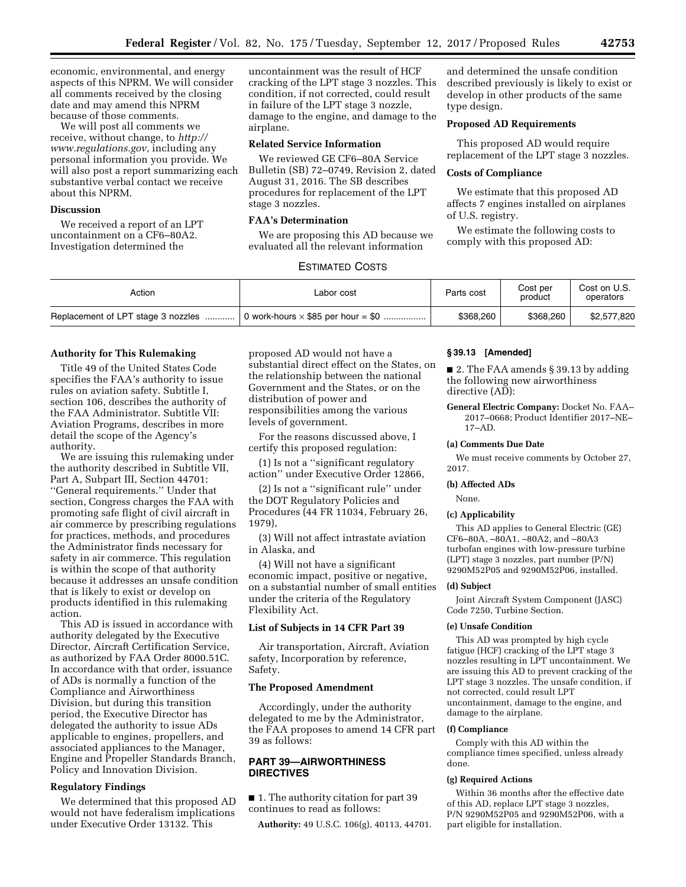economic, environmental, and energy aspects of this NPRM. We will consider all comments received by the closing date and may amend this NPRM because of those comments.

We will post all comments we receive, without change, to *http://www.regulations.gov,* including any personal information you provide. We will also post a report summarizing each substantive verbal contact we receive about this NPRM.

## Discussion

We received a report of an LPT uncontainment on a CF6–80A2. Investigation determined the uncontainment was the result of HCF cracking of the LPT stage 3 nozzles. This condition, if not corrected, could result in failure of the LPT stage 3 nozzle, damage to the engine, and damage to the airplane.

## Related Service Information

We reviewed GE CF6–80A Service Bulletin (SB) 72–0749, Revision 2, dated August 31, 2016. The SB describes procedures for replacement of the LPT stage 3 nozzles.

## FAA's Determination

We are proposing this AD because we evaluated all the relevant information and determined the unsafe condition described previously is likely to exist or develop in other products of the same type design.

## Proposed AD Requirements

This proposed AD would require replacement of the LPT stage 3 nozzles.

## Costs of Compliance

We estimate that this proposed AD affects 7 engines installed on airplanes of U.S. registry.

We estimate the following costs to comply with this proposed AD:

ESTIMATED COSTS

| Action | Labor cost | Parts cost | Cost per product | Cost on U.S. operators |
|---|---|---|---|---|
| Replacement of LPT stage 3 nozzles | 0 work-hours × $85 per hour = $0 | $368,260 | $368,260 | $2,577,820 |

## Authority for This Rulemaking

Title 49 of the United States Code specifies the FAA's authority to issue rules on aviation safety. Subtitle I, section 106, describes the authority of the FAA Administrator. Subtitle VII: Aviation Programs, describes in more detail the scope of the Agency's authority.

We are issuing this rulemaking under the authority described in Subtitle VII, Part A, Subpart III, Section 44701: ''General requirements.'' Under that section, Congress charges the FAA with promoting safe flight of civil aircraft in air commerce by prescribing regulations for practices, methods, and procedures the Administrator finds necessary for safety in air commerce. This regulation is within the scope of that authority because it addresses an unsafe condition that is likely to exist or develop on products identified in this rulemaking action.

This AD is issued in accordance with authority delegated by the Executive Director, Aircraft Certification Service, as authorized by FAA Order 8000.51C. In accordance with that order, issuance of ADs is normally a function of the Compliance and Airworthiness Division, but during this transition period, the Executive Director has delegated the authority to issue ADs applicable to engines, propellers, and associated appliances to the Manager, Engine and Propeller Standards Branch, Policy and Innovation Division.

## Regulatory Findings

We determined that this proposed AD would not have federalism implications under Executive Order 13132. This proposed AD would not have a substantial direct effect on the States, on the relationship between the national Government and the States, or on the distribution of power and responsibilities among the various levels of government.

For the reasons discussed above, I certify this proposed regulation:

(1) Is not a ''significant regulatory action'' under Executive Order 12866,

(2) Is not a ''significant rule'' under the DOT Regulatory Policies and Procedures (44 FR 11034, February 26, 1979),

(3) Will not affect intrastate aviation in Alaska, and

(4) Will not have a significant economic impact, positive or negative, on a substantial number of small entities under the criteria of the Regulatory Flexibility Act.

## List of Subjects in 14 CFR Part 39

Air transportation, Aircraft, Aviation safety, Incorporation by reference, Safety.

## The Proposed Amendment

Accordingly, under the authority delegated to me by the Administrator, the FAA proposes to amend 14 CFR part 39 as follows:

## PART 39—AIRWORTHINESS DIRECTIVES

■ 1. The authority citation for part 39 continues to read as follows:

**Authority:** 49 U.S.C. 106(g), 40113, 44701.

### § 39.13 [Amended]

■ 2. The FAA amends § 39.13 by adding the following new airworthiness directive (AD):

**General Electric Company:** Docket No. FAA–2017–0668; Product Identifier 2017–NE–17–AD.

### (a) Comments Due Date

We must receive comments by October 27, 2017.

### (b) Affected ADs

None.

### (c) Applicability

This AD applies to General Electric (GE) CF6–80A, –80A1, –80A2, and –80A3 turbofan engines with low-pressure turbine (LPT) stage 3 nozzles, part number (P/N) 9290M52P05 and 9290M52P06, installed.

### (d) Subject

Joint Aircraft System Component (JASC) Code 7250, Turbine Section.

### (e) Unsafe Condition

This AD was prompted by high cycle fatigue (HCF) cracking of the LPT stage 3 nozzles resulting in LPT uncontainment. We are issuing this AD to prevent cracking of the LPT stage 3 nozzles. The unsafe condition, if not corrected, could result LPT uncontainment, damage to the engine, and damage to the airplane.

### (f) Compliance

Comply with this AD within the compliance times specified, unless already done.

### (g) Required Actions

Within 36 months after the effective date of this AD, replace LPT stage 3 nozzles, P/N 9290M52P05 and 9290M52P06, with a part eligible for installation.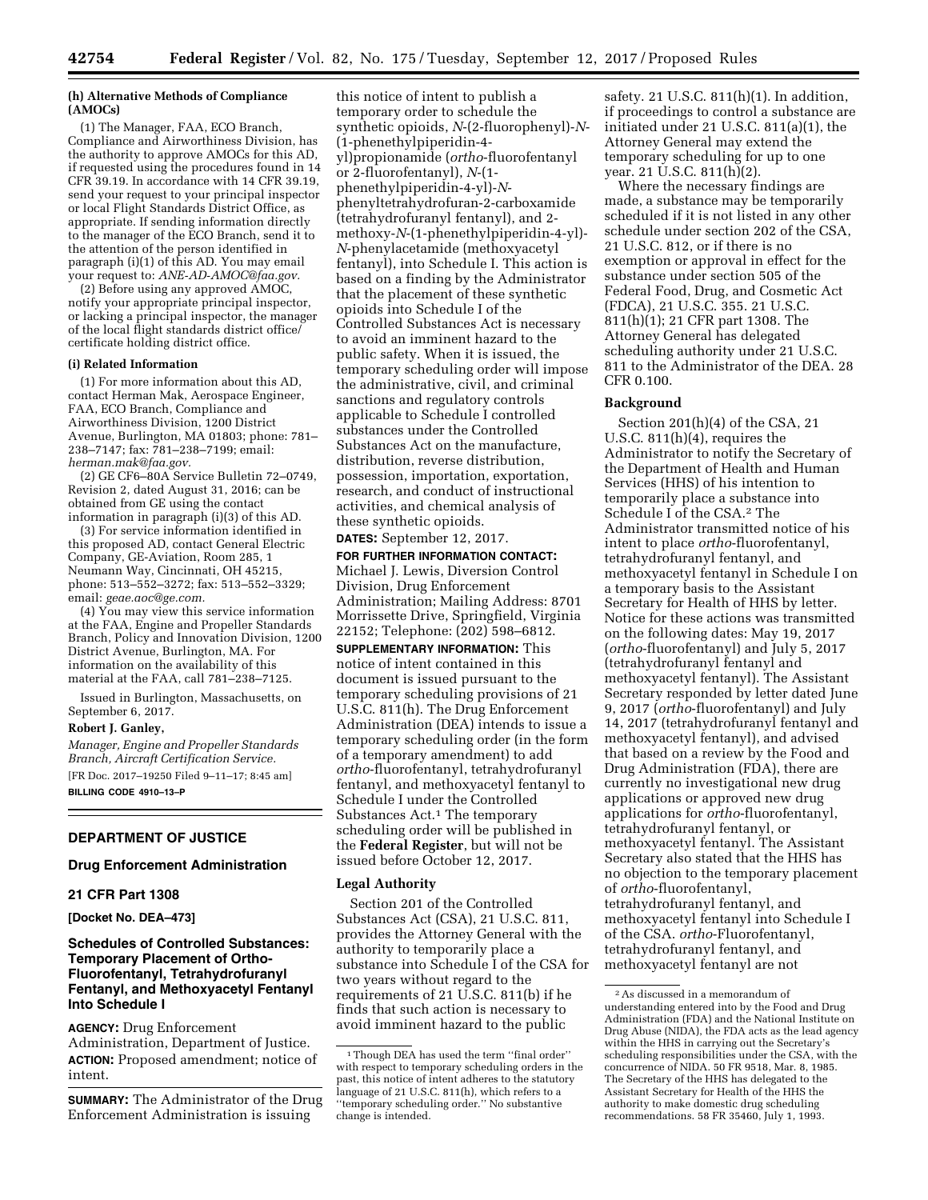**(h) Alternative Methods of Compliance (AMOCs)**

(1) The Manager, FAA, ECO Branch, Compliance and Airworthiness Division, has the authority to approve AMOCs for this AD, if requested using the procedures found in 14 CFR 39.19. In accordance with 14 CFR 39.19, send your request to your principal inspector or local Flight Standards District Office, as appropriate. If sending information directly to the manager of the ECO Branch, send it to the attention of the person identified in paragraph (i)(1) of this AD. You may email your request to: *ANE-AD-AMOC@faa.gov.*

(2) Before using any approved AMOC, notify your appropriate principal inspector, or lacking a principal inspector, the manager of the local flight standards district office/certificate holding district office.

**(i) Related Information**

(1) For more information about this AD, contact Herman Mak, Aerospace Engineer, FAA, ECO Branch, Compliance and Airworthiness Division, 1200 District Avenue, Burlington, MA 01803; phone: 781–238–7147; fax: 781–238–7199; email: *herman.mak@faa.gov.*

(2) GE CF6–80A Service Bulletin 72–0749, Revision 2, dated August 31, 2016; can be obtained from GE using the contact information in paragraph (i)(3) of this AD.

(3) For service information identified in this proposed AD, contact General Electric Company, GE-Aviation, Room 285, 1 Neumann Way, Cincinnati, OH 45215, phone: 513–552–3272; fax: 513–552–3329; email: *geae.aoc@ge.com.*

(4) You may view this service information at the FAA, Engine and Propeller Standards Branch, Policy and Innovation Division, 1200 District Avenue, Burlington, MA. For information on the availability of this material at the FAA, call 781–238–7125.

Issued in Burlington, Massachusetts, on September 6, 2017.

**Robert J. Ganley,**

*Manager, Engine and Propeller Standards Branch, Aircraft Certification Service.*

[FR Doc. 2017–19250 Filed 9–11–17; 8:45 am]

**BILLING CODE 4910–13–P**

## DEPARTMENT OF JUSTICE

### Drug Enforcement Administration

### 21 CFR Part 1308

**[Docket No. DEA–473]**

### Schedules of Controlled Substances: Temporary Placement of Ortho-Fluorofentanyl, Tetrahydrofuranyl Fentanyl, and Methoxyacetyl Fentanyl Into Schedule I

**AGENCY:** Drug Enforcement Administration, Department of Justice.

**ACTION:** Proposed amendment; notice of intent.

**SUMMARY:** The Administrator of the Drug Enforcement Administration is issuing this notice of intent to publish a temporary order to schedule the synthetic opioids, *N*-(2-fluorophenyl)-*N*-(1-phenethylpiperidin-4-yl)propionamide (*ortho*-fluorofentanyl or 2-fluorofentanyl), *N*-(1-phenethylpiperidin-4-yl)-*N*-phenyltetrahydrofuran-2-carboxamide (tetrahydrofuranyl fentanyl), and 2-methoxy-*N*-(1-phenethylpiperidin-4-yl)-*N*-phenylacetamide (methoxyacetyl fentanyl), into Schedule I. This action is based on a finding by the Administrator that the placement of these synthetic opioids into Schedule I of the Controlled Substances Act is necessary to avoid an imminent hazard to the public safety. When it is issued, the temporary scheduling order will impose the administrative, civil, and criminal sanctions and regulatory controls applicable to Schedule I controlled substances under the Controlled Substances Act on the manufacture, distribution, reverse distribution, possession, importation, exportation, research, and conduct of instructional activities, and chemical analysis of these synthetic opioids.

**DATES:** September 12, 2017.

**FOR FURTHER INFORMATION CONTACT:** Michael J. Lewis, Diversion Control Division, Drug Enforcement Administration; Mailing Address: 8701 Morrissette Drive, Springfield, Virginia 22152; Telephone: (202) 598–6812.

**SUPPLEMENTARY INFORMATION:** This notice of intent contained in this document is issued pursuant to the temporary scheduling provisions of 21 U.S.C. 811(h). The Drug Enforcement Administration (DEA) intends to issue a temporary scheduling order (in the form of a temporary amendment) to add *ortho*-fluorofentanyl, tetrahydrofuranyl fentanyl, and methoxyacetyl fentanyl to Schedule I under the Controlled Substances Act.[1] The temporary scheduling order will be published in the **Federal Register**, but will not be issued before October 12, 2017.

#### Legal Authority

Section 201 of the Controlled Substances Act (CSA), 21 U.S.C. 811, provides the Attorney General with the authority to temporarily place a substance into Schedule I of the CSA for two years without regard to the requirements of 21 U.S.C. 811(b) if he finds that such action is necessary to avoid imminent hazard to the public safety. 21 U.S.C. 811(h)(1). In addition, if proceedings to control a substance are initiated under 21 U.S.C. 811(a)(1), the Attorney General may extend the temporary scheduling for up to one year. 21 U.S.C. 811(h)(2).

Where the necessary findings are made, a substance may be temporarily scheduled if it is not listed in any other schedule under section 202 of the CSA, 21 U.S.C. 812, or if there is no exemption or approval in effect for the substance under section 505 of the Federal Food, Drug, and Cosmetic Act (FDCA), 21 U.S.C. 355. 21 U.S.C. 811(h)(1); 21 CFR part 1308. The Attorney General has delegated scheduling authority under 21 U.S.C. 811 to the Administrator of the DEA. 28 CFR 0.100.

#### Background

Section 201(h)(4) of the CSA, 21 U.S.C. 811(h)(4), requires the Administrator to notify the Secretary of the Department of Health and Human Services (HHS) of his intention to temporarily place a substance into Schedule I of the CSA.[2] The Administrator transmitted notice of his intent to place *ortho*-fluorofentanyl, tetrahydrofuranyl fentanyl, and methoxyacetyl fentanyl in Schedule I on a temporary basis to the Assistant Secretary for Health of HHS by letter. Notice for these actions was transmitted on the following dates: May 19, 2017 (*ortho*-fluorofentanyl) and July 5, 2017 (tetrahydrofuranyl fentanyl and methoxyacetyl fentanyl). The Assistant Secretary responded by letter dated June 9, 2017 (*ortho*-fluorofentanyl) and July 14, 2017 (tetrahydrofuranyl fentanyl and methoxyacetyl fentanyl), and advised that based on a review by the Food and Drug Administration (FDA), there are currently no investigational new drug applications or approved new drug applications for *ortho*-fluorofentanyl, tetrahydrofuranyl fentanyl, or methoxyacetyl fentanyl. The Assistant Secretary also stated that the HHS has no objection to the temporary placement of *ortho*-fluorofentanyl, tetrahydrofuranyl fentanyl, and methoxyacetyl fentanyl into Schedule I of the CSA. *ortho*-Fluorofentanyl, tetrahydrofuranyl fentanyl, and methoxyacetyl fentanyl are not

---

[1] Though DEA has used the term "final order" with respect to temporary scheduling orders in the past, this notice of intent adheres to the statutory language of 21 U.S.C. 811(h), which refers to a "temporary scheduling order." No substantive change is intended.

[2] As discussed in a memorandum of understanding entered into by the Food and Drug Administration (FDA) and the National Institute on Drug Abuse (NIDA), the FDA acts as the lead agency within the HHS in carrying out the Secretary's scheduling responsibilities under the CSA, with the concurrence of NIDA. 50 FR 9518, Mar. 8, 1985. The Secretary of the HHS has delegated to the Assistant Secretary for Health of the HHS the authority to make domestic drug scheduling recommendations. 58 FR 35460, July 1, 1993.